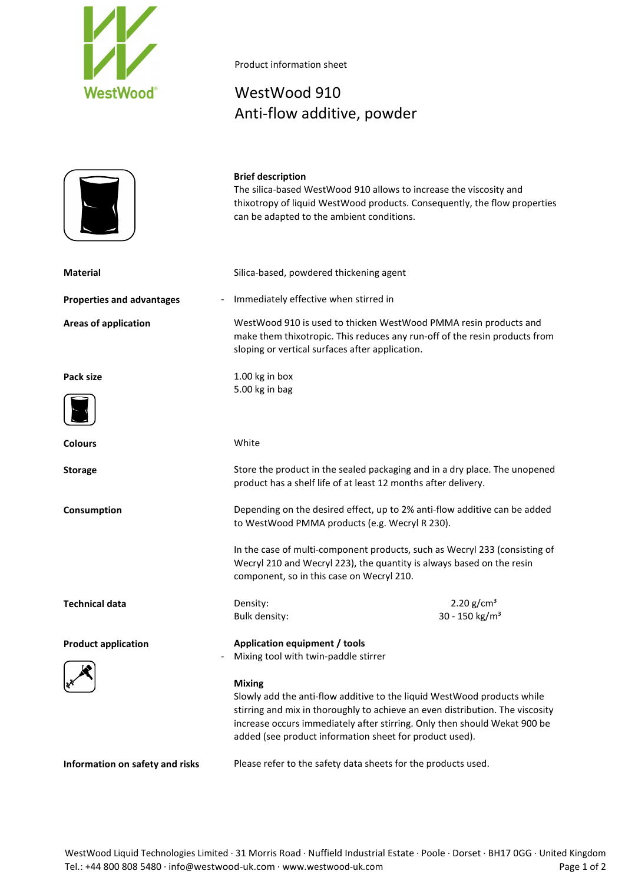Product information sheet

# WestWood 910
## Anti-flow additive, powder

**Brief description**
The silica-based WestWood 910 allows to increase the viscosity and thixotropy of liquid WestWood products. Consequently, the flow properties can be adapted to the ambient conditions.

**Material**

Silica-based, powdered thickening agent

**Properties and advantages**

- Immediately effective when stirred in

**Areas of application**

WestWood 910 is used to thicken WestWood PMMA resin products and make them thixotropic. This reduces any run-off of the resin products from sloping or vertical surfaces after application.

**Pack size**

1.00 kg in box
5.00 kg in bag

**Colours**

White

**Storage**

Store the product in the sealed packaging and in a dry place. The unopened product has a shelf life of at least 12 months after delivery.

**Consumption**

Depending on the desired effect, up to 2% anti-flow additive can be added to WestWood PMMA products (e.g. Wecryl R 230).

In the case of multi-component products, such as Wecryl 233 (consisting of Wecryl 210 and Wecryl 223), the quantity is always based on the resin component, so in this case on Wecryl 210.

**Technical data**

| | |
|---|---|
| Density: | 2.20 g/cm³ |
| Bulk density: | 30 - 150 kg/m³ |

**Product application**

**Application equipment / tools**

- Mixing tool with twin-paddle stirrer

**Mixing**
Slowly add the anti-flow additive to the liquid WestWood products while stirring and mix in thoroughly to achieve an even distribution. The viscosity increase occurs immediately after stirring. Only then should Wekat 900 be added (see product information sheet for product used).

**Information on safety and risks**

Please refer to the safety data sheets for the products used.

WestWood Liquid Technologies Limited · 31 Morris Road · Nuffield Industrial Estate · Poole · Dorset · BH17 0GG · United Kingdom
Tel.: +44 800 808 5480 · info@westwood-uk.com · www.westwood-uk.com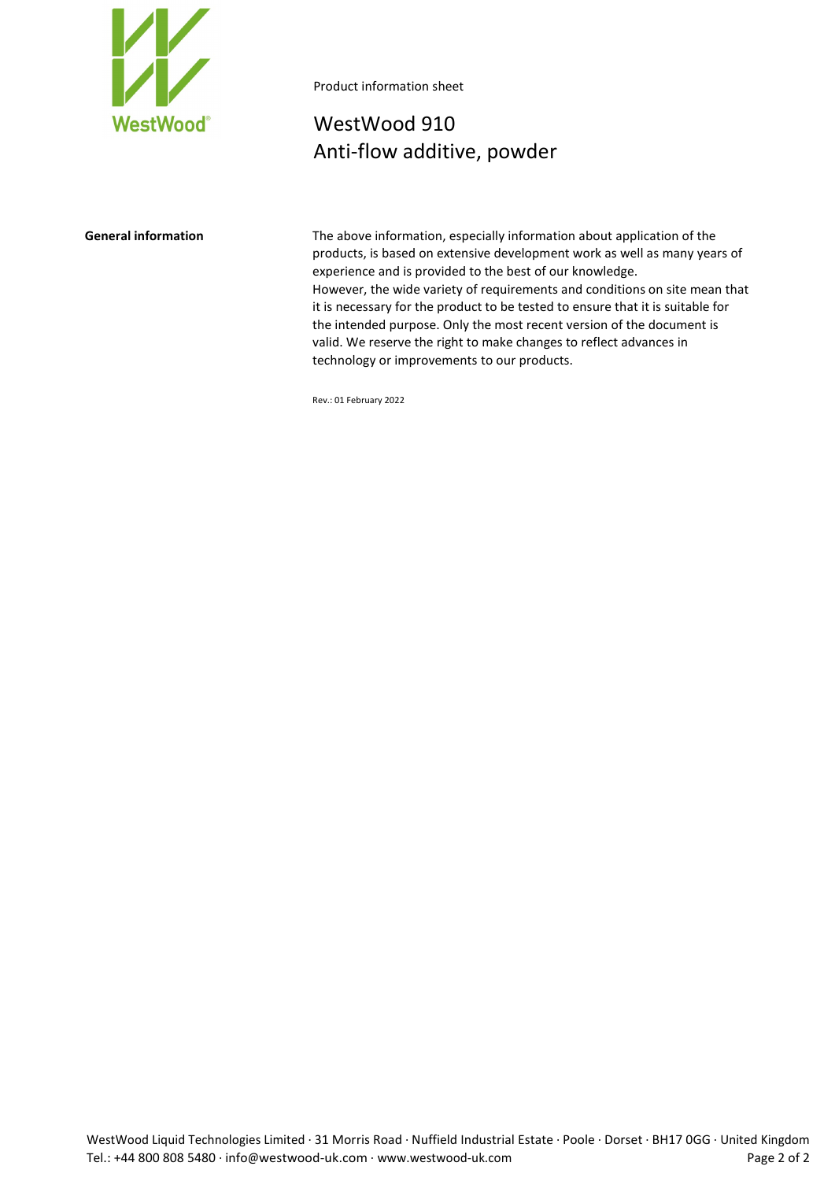Product information sheet

# WestWood 910
# Anti-flow additive, powder

**General information**

The above information, especially information about application of the products, is based on extensive development work as well as many years of experience and is provided to the best of our knowledge.
However, the wide variety of requirements and conditions on site mean that it is necessary for the product to be tested to ensure that it is suitable for the intended purpose. Only the most recent version of the document is valid. We reserve the right to make changes to reflect advances in technology or improvements to our products.

Rev.: 01 February 2022

WestWood Liquid Technologies Limited · 31 Morris Road · Nuffield Industrial Estate · Poole · Dorset · BH17 0GG · United Kingdom
Tel.: +44 800 808 5480 · info@westwood-uk.com · www.westwood-uk.com